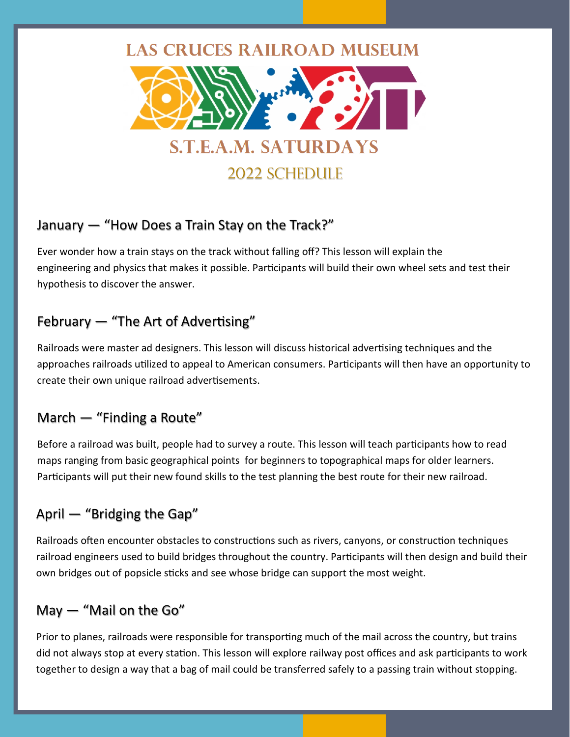# LAS CRUCES RAILROAD MUSEUM

# S.T.E.A.M. SATURDAYS

## 2022 SCHEDULE

### January — "How Does a Train Stay on the Track?"

Ever wonder how a train stays on the track without falling off? This lesson will explain the engineering and physics that makes it possible. Participants will build their own wheel sets and test their hypothesis to discover the answer.

### February — "The Art of Advertising"

Railroads were master ad designers. This lesson will discuss historical advertising techniques and the approaches railroads utilized to appeal to American consumers. Participants will then have an opportunity to create their own unique railroad advertisements.

### March — "Finding a Route"

Before a railroad was built, people had to survey a route. This lesson will teach participants how to read maps ranging from basic geographical points for beginners to topographical maps for older learners. Participants will put their new found skills to the test planning the best route for their new railroad.

### April — "Bridging the Gap"

Railroads often encounter obstacles to constructions such as rivers, canyons, or construction techniques railroad engineers used to build bridges throughout the country. Participants will then design and build their own bridges out of popsicle sticks and see whose bridge can support the most weight.

### May — "Mail on the Go"

Prior to planes, railroads were responsible for transporting much of the mail across the country, but trains did not always stop at every station. This lesson will explore railway post offices and ask participants to work together to design a way that a bag of mail could be transferred safely to a passing train without stopping.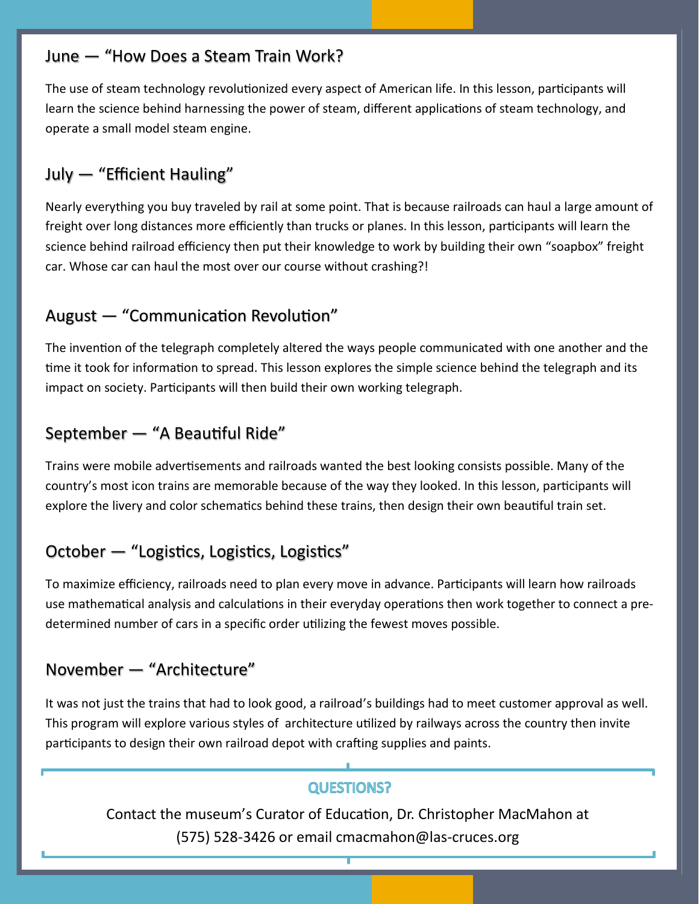## June — "How Does a Steam Train Work?

The use of steam technology revolutionized every aspect of American life. In this lesson, participants will learn the science behind harnessing the power of steam, different applications of steam technology, and operate a small model steam engine.

## July — "Efficient Hauling"

Nearly everything you buy traveled by rail at some point. That is because railroads can haul a large amount of freight over long distances more efficiently than trucks or planes. In this lesson, participants will learn the science behind railroad efficiency then put their knowledge to work by building their own "soapbox" freight car. Whose car can haul the most over our course without crashing?!

## August — "Communication Revolution"

The invention of the telegraph completely altered the ways people communicated with one another and the time it took for information to spread. This lesson explores the simple science behind the telegraph and its impact on society. Participants will then build their own working telegraph.

## September — "A Beautiful Ride"

Trains were mobile advertisements and railroads wanted the best looking consists possible. Many of the country's most icon trains are memorable because of the way they looked. In this lesson, participants will explore the livery and color schematics behind these trains, then design their own beautiful train set.

## October — "Logistics, Logistics, Logistics"

To maximize efficiency, railroads need to plan every move in advance. Participants will learn how railroads use mathematical analysis and calculations in their everyday operations then work together to connect a pre-determined number of cars in a specific order utilizing the fewest moves possible.

## November — "Architecture"

It was not just the trains that had to look good, a railroad's buildings had to meet customer approval as well. This program will explore various styles of architecture utilized by railways across the country then invite participants to design their own railroad depot with crafting supplies and paints.

### QUESTIONS?

Contact the museum's Curator of Education, Dr. Christopher MacMahon at (575) 528-3426 or email cmacmahon@las-cruces.org